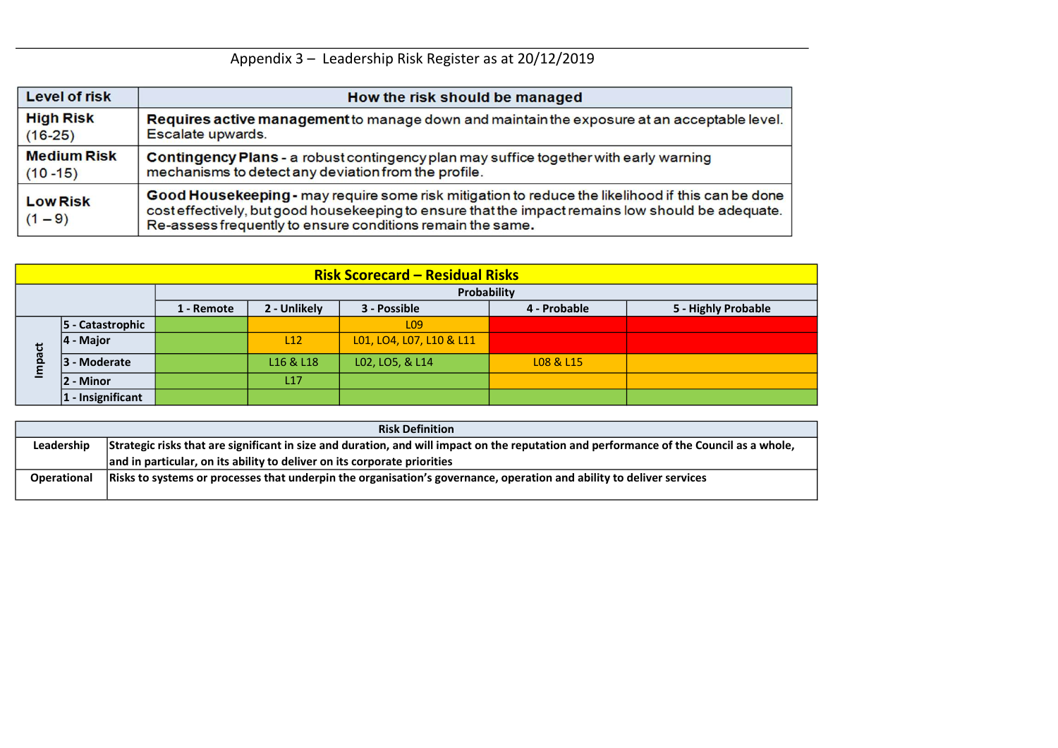Appendix 3 – Leadership Risk Register as at 20/12/2019

| Level of risk | How the risk should be managed |
|---|---|
| **High Risk** (16-25) | **Requires active management** to manage down and maintain the exposure at an acceptable level. Escalate upwards. |
| **Medium Risk** (10 -15) | **Contingency Plans** - a robust contingency plan may suffice together with early warning mechanisms to detect any deviation from the profile. |
| **Low Risk** (1 – 9) | **Good Housekeeping** - may require some risk mitigation to reduce the likelihood if this can be done cost effectively, but good housekeeping to ensure that the impact remains low should be adequate. Re-assess frequently to ensure conditions remain the same. |

**Risk Scorecard – Residual Risks**

| | | Probability | | | | |
|---|---|---|---|---|---|---|
| | | **1 - Remote** | **2 - Unlikely** | **3 - Possible** | **4 - Probable** | **5 - Highly Probable** |
| **Impact** | **5 - Catastrophic** | | | L09 | | |
| | **4 - Major** | | L12 | L01, L04, L07, L10 & L11 | | |
| | **3 - Moderate** | | L16 & L18 | L02, L05, & L14 | L08 & L15 | |
| | **2 - Minor** | | L17 | | | |
| | **1 - Insignificant** | | | | | |

| Risk Definition | |
|---|---|
| Leadership | **Strategic risks that are significant in size and duration, and will impact on the reputation and performance of the Council as a whole, and in particular, on its ability to deliver on its corporate priorities** |
| Operational | **Risks to systems or processes that underpin the organisation's governance, operation and ability to deliver services** |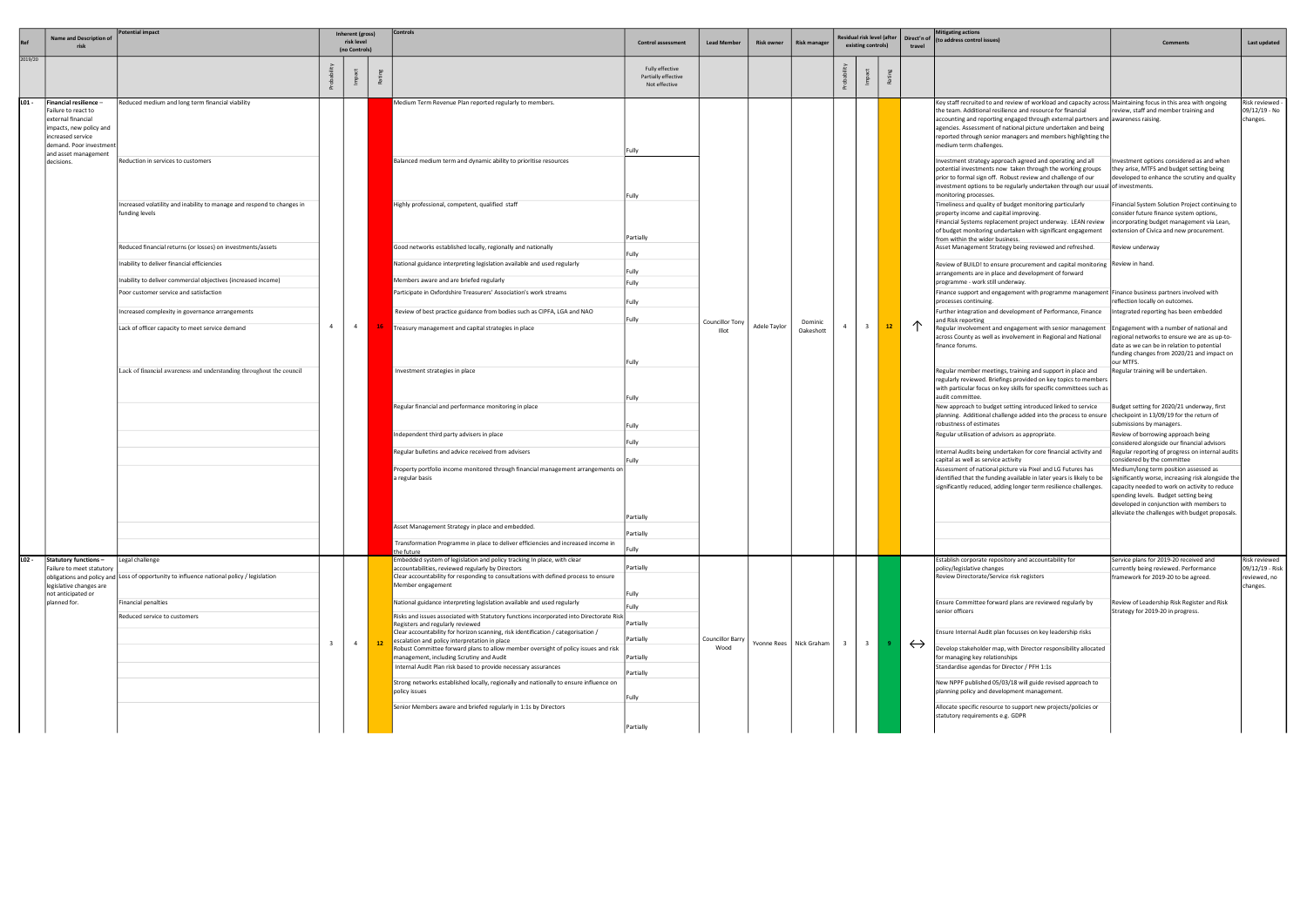| Ref | Name and Description of risk | Potential impact | Inherent (gross) risk level (no Controls) | | | Controls | Control assessment | Lead Member | Risk owner | Risk manager | Residual risk level (after existing controls) | | | Direct'n of travel | Mitigating actions (to address control issues) | Comments | Last updated |
|---|---|---|---|---|---|---|---|---|---|---|---|---|---|---|---|---|---|
| 2019/20 | | | Probability | Impact | Rating | | Fully effective Partially effective Not effective | | | | Probability | Impact | Rating | | | | |
| L01 - | **Financial resilience** – Failure to react to external financial impacts, new policy and increased service demand. Poor investment and asset management decisions. | Reduced medium and long term financial viability | 4 | 4 | 16 | Medium Term Revenue Plan reported regularly to members. | Fully | Councillor Tony Illot | Adele Taylor | Dominic Oakeshott | 4 | 3 | 12 | ↑ | Key staff recruited to and review of workload and capacity across the team. Additional resilience and resource for financial accounting and reporting engaged through external partners and agencies. Assessment of national picture undertaken and being reported through senior managers and members highlighting the medium term challenges. | Maintaining focus in this area with ongoing review, staff and member training and awareness raising. | Risk reviewed - 09/12/19 - No changes. |
| | | Reduction in services to customers | | | | Balanced medium term and dynamic ability to prioritise resources | Fully | | | | | | | | Investment strategy approach agreed and operating and all potential investments now taken through the working groups prior to formal sign off. Robust review and challenge of our investment options to be regularly undertaken through our usual monitoring processes. | Investment options considered as and when they arise, MTFS and budget setting being developed to enhance the scrutiny and quality of investments. | |
| | | Increased volatility and inability to manage and respond to changes in funding levels | | | | Highly professional, competent, qualified staff | Partially | | | | | | | | Timeliness and quality of budget monitoring particularly property income and capital improving. Financial Systems replacement project underway. LEAN review of budget monitoring undertaken with significant engagement from within the wider business. | Financial System Solution Project continuing to consider future finance system options, incorporating budget management via Lean, extension of Civica and new procurement. | |
| | | Reduced financial returns (or losses) on investments/assets | | | | Good networks established locally, regionally and nationally | Fully | | | | | | | | Asset Management Strategy being reviewed and refreshed. | Review underway | |
| | | Inability to deliver financial efficiencies | | | | National guidance interpreting legislation available and used regularly | Fully | | | | | | | | Review of BUILD! to ensure procurement and capital monitoring arrangements are in place and development of forward programme - work still underway. | Review in hand. | |
| | | Inability to deliver commercial objectives (increased income) | | | | Members aware and are briefed regularly | Fully | | | | | | | | | | |
| | | Poor customer service and satisfaction | | | | Participate in Oxfordshire Treasurers' Association's work streams | Fully | | | | | | | | Finance support and engagement with programme management processes continuing. | Finance business partners involved with reflection locally on outcomes. | |
| | | Increased complexity in governance arrangements | | | | Review of best practice guidance from bodies such as CIPFA, LGA and NAO | Fully | | | | | | | | Further integration and development of Performance, Finance and Risk reporting | Integrated reporting has been embedded | |
| | | Lack of officer capacity to meet service demand | | | | Treasury management and capital strategies in place | Fully | | | | | | | | Regular involvement and engagement with senior management across County as well as involvement in Regional and National finance forums. | Engagement with a number of national and regional networks to ensure we are as up-to-date as we can be in relation to potential funding changes from 2020/21 and impact on our MTFS. | |
| | | Lack of financial awareness and understanding throughout the council | | | | Investment strategies in place | Fully | | | | | | | | Regular member meetings, training and support in place and regularly reviewed. Briefings provided on key topics to members with particular focus on key skills for specific committees such as audit committee. | Regular training will be undertaken. | |
| | | | | | | Regular financial and performance monitoring in place | Fully | | | | | | | | New approach to budget setting introduced linked to service planning. Additional challenge added into the process to ensure robustness of estimates | Budget setting for 2020/21 underway, first checkpoint in 13/09/19 for the return of submissions by managers. | |
| | | | | | | Independent third party advisers in place | Fully | | | | | | | | Regular utilisation of advisors as appropriate. | Review of borrowing approach being considered alongside our financial advisors | |
| | | | | | | Regular bulletins and advice received from advisers | Fully | | | | | | | | Internal Audits being undertaken for core financial activity and capital as well as service activity | Regular reporting of progress on internal audits considered by the committee | |
| | | | | | | Property portfolio income monitored through financial management arrangements on a regular basis | Partially | | | | | | | | Assessment of national picture via Pixel and LG Futures has identified that the funding available in later years is likely to be significantly reduced, adding longer term resilience challenges. | Medium/long term position assessed as significantly worse, increasing risk alongside the capacity needed to work on activity to reduce spending levels. Budget setting being developed in conjunction with members to alleviate the challenges with budget proposals. | |
| | | | | | | Asset Management Strategy in place and embedded. | Partially | | | | | | | | | | |
| | | | | | | Transformation Programme in place to deliver efficiencies and increased income in the future | Fully | | | | | | | | | | |
| L02 - | **Statutory functions** – Failure to meet statutory obligations and policy and legislative changes are not anticipated or planned for. | Legal challenge | 3 | 4 | 12 | Embedded system of legislation and policy tracking In place, with clear accountabilities, reviewed regularly by Directors | Partially | Councillor Barry Wood | Yvonne Rees | Nick Graham | 3 | 3 | 9 | ↔ | Establish corporate repository and accountability for policy/legislative changes | Service plans for 2019-20 received and currently being reviewed. Performance framework for 2019-20 to be agreed. | Risk reviewed 09/12/19 - Risk reviewed, no changes. |
| | | Loss of opportunity to influence national policy / legislation | | | | Clear accountability for responding to consultations with defined process to ensure Member engagement | Fully | | | | | | | | Review Directorate/Service risk registers | | |
| | | Financial penalties | | | | National guidance interpreting legislation available and used regularly | Fully | | | | | | | | Ensure Committee forward plans are reviewed regularly by senior officers | Review of Leadership Risk Register and Risk Strategy for 2019-20 in progress. | |
| | | Reduced service to customers | | | | Risks and issues associated with Statutory functions incorporated into Directorate Risk Registers and regularly reviewed | Partially | | | | | | | | | | |
| | | | | | | Clear accountability for horizon scanning, risk identification / categorisation / escalation and policy interpretation in place | Partially | | | | | | | | Ensure Internal Audit plan focusses on key leadership risks | | |
| | | | | | | Robust Committee forward plans to allow member oversight of policy issues and risk management, including Scrutiny and Audit | Partially | | | | | | | | Develop stakeholder map, with Director responsibility allocated for managing key relationships | | |
| | | | | | | Internal Audit Plan risk based to provide necessary assurances | Partially | | | | | | | | Standardise agendas for Director / PFH 1:1s | | |
| | | | | | | Strong networks established locally, regionally and nationally to ensure influence on policy issues | Fully | | | | | | | | New NPPF published 05/03/18 will guide revised approach to planning policy and development management. | | |
| | | | | | | Senior Members aware and briefed regularly in 1:1s by Directors | Partially | | | | | | | | Allocate specific resource to support new projects/policies or statutory requirements e.g. GDPR | | |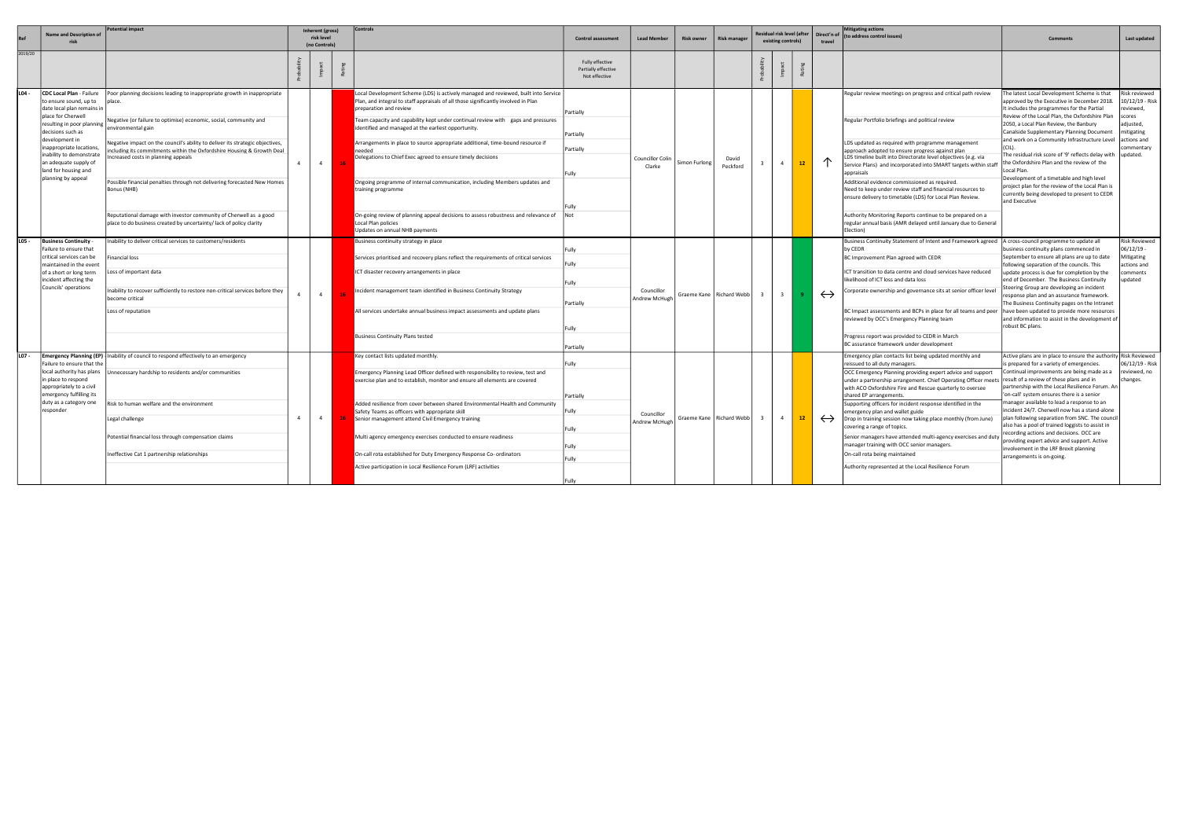| Ref | Name and Description of risk | Potential impact | Inherent (gross) risk level (no Controls) | | | Controls | Control assessment | Lead Member | Risk owner | Risk manager | Residual risk level (after existing controls) | | | Direct'n of travel | Mitigating actions (to address control issues) | Comments | Last updated |
|---|---|---|---|---|---|---|---|---|---|---|---|---|---|---|---|---|---|
| 2019/20 | | | Probability | Impact | Rating | | Fully effective Partially effective Not effective | | | | Probability | Impact | Rating | | | | |
| L04 - | **CDC Local Plan** - Failure to ensure sound, up to date local plan remains in place for Cherwell resulting in poor planning decisions such as development in inappropriate locations, inability to demonstrate an adequate supply of land for housing and planning by appeal | Poor planning decisions leading to inappropriate growth in inappropriate place.<br><br>Negative (or failure to optimise) economic, social, community and environmental gain<br><br>Negative impact on the council's ability to deliver its strategic objectives, including its commitments within the Oxfordshire Housing & Growth Deal<br>Increased costs in planning appeals<br><br>Possible financial penalties through not delivering forecasted New Homes Bonus (NHB)<br><br>Reputational damage with investor community of Cherwell as a good place to do business created by uncertainty/ lack of policy clarity | 4 | 4 | 16 | Local Development Scheme (LDS) is actively managed and reviewed, built into Service Plan, and integral to staff appraisals of all those significantly involved in Plan preparation and review<br><br>Team capacity and capability kept under continual review with gaps and pressures identified and managed at the earliest opportunity.<br><br>Arrangements in place to source appropriate additional, time-bound resource if needed<br>Delegations to Chief Exec agreed to ensure timely decisions<br><br>Ongoing programme of internal communication, including Members updates and training programme<br><br>On-going review of planning appeal decisions to assess robustness and relevance of Local Plan policies<br>Updates on annual NHB payments | Partially<br><br>Partially<br><br>Partially<br><br>Fully<br><br>Fully<br><br>Not | Councillor Colin Clarke | Simon Furlong | David Peckford | 3 | 4 | 12 | ↑ | Regular review meetings on progress and critical path review<br><br>Regular Portfolio briefings and political review<br><br>LDS updated as required with programme management approach adopted to ensure progress against plan<br>LDS timeline built into Directorate level objectives (e.g. via Service Plans) and incorporated into SMART targets within staff appraisals<br>Additional evidence commissioned as required.<br>Need to keep under review staff and financial resources to ensure delivery to timetable (LDS) for Local Plan Review.<br><br>Authority Monitoring Reports continue to be prepared on a regular annual basis (AMR delayed until January due to General Election) | The latest Local Development Scheme is that approved by the Executive in December 2018. It includes the programmes for the Partial Review of the Local Plan, the Oxfordshire Plan 2050, a Local Plan Review, the Banbury Canalside Supplementary Planning Document and work on a Community Infrastructure Level (CIL).<br>The residual risk score of '9' reflects delay with the Oxfordshire Plan and the review of the Local Plan.<br>Development of a timetable and high level project plan for the review of the Local Plan is currently being developed to present to CEDR and Executive | Risk reviewed 10/12/19 - Risk reviewed, scores adjusted, mitigating actions and commentary updated. |
| L05 - | **Business Continuity** - Failure to ensure that critical services can be maintained in the event of a short or long term incident affecting the Councils' operations | Inability to deliver critical services to customers/residents<br><br>Financial loss<br><br>Loss of important data<br><br>Inability to recover sufficiently to restore non-critical services before they become critical<br><br>Loss of reputation | 4 | 4 | 16 | Business continuity strategy in place<br><br>Services prioritised and recovery plans reflect the requirements of critical services<br><br>ICT disaster recovery arrangements in place<br><br>Incident management team identified in Business Continuity Strategy<br><br>All services undertake annual business impact assessments and update plans<br><br>Business Continuity Plans tested | Fully<br><br>Fully<br><br>Fully<br><br>Partially<br><br>Fully<br><br>Partially | Councillor Andrew McHugh | Graeme Kane | Richard Webb | 3 | 3 | 9 | ↔ | Business Continuity Statement of Intent and Framework agreed by CEDR<br>BC Improvement Plan agreed with CEDR<br><br>ICT transition to data centre and cloud services have reduced likelihood of ICT loss and data loss<br><br>Corporate ownership and governance sits at senior officer level<br><br>BC Impact assessments and BCPs in place for all teams and peer reviewed by OCC's Emergency Planning team<br><br>Progress report was provided to CEDR in March<br>BC assurance framework under development | A cross-council programme to update all business continuity plans commenced in September to ensure all plans are up to date following separation of the councils. This update process is due for completion by the end of December. The Business Continuity Steering Group are developing an incident response plan and an assurance framework. The Business Continuity pages on the Intranet have been updated to provide more resources and information to assist in the development of robust BC plans. | Risk Reviewed 06/12/19 - Mitigating actions and comments updated |
| L07 - | **Emergency Planning (EP)** Failure to ensure that the local authority has plans in place to respond appropriately to a civil emergency fulfilling its duty as a category one responder | Inability of council to respond effectively to an emergency<br><br>Unnecessary hardship to residents and/or communities<br><br>Risk to human welfare and the environment<br><br>Legal challenge<br><br>Potential financial loss through compensation claims<br><br>Ineffective Cat 1 partnership relationships | 4 | 4 | 16 | Key contact lists updated monthly.<br><br>Emergency Planning Lead Officer defined with responsibility to review, test and exercise plan and to establish, monitor and ensure all elements are covered<br><br>Added resilience from cover between shared Environmental Health and Community Safety Teams as officers with appropriate skill<br>Senior management attend Civil Emergency training<br><br>Multi agency emergency exercises conducted to ensure readiness<br><br>On-call rota established for Duty Emergency Response Co- ordinators<br><br>Active participation in Local Resilience Forum (LRF) activities | Fully<br><br>Partially<br><br>Fully<br><br>Fully<br><br>Fully<br><br>Fully<br><br>Fully | Councillor Andrew McHugh | Graeme Kane | Richard Webb | 3 | 4 | 12 | ↔ | Emergency plan contacts list being updated monthly and reissued to all duty managers.<br>OCC Emergency Planning providing expert advice and support under a partnership arrangement. Chief Operating Officer meets with ACO Oxfordshire Fire and Rescue quarterly to oversee shared EP arrangements.<br>Supporting officers for incident response identified in the emergency plan and wallet guide<br>Drop in training session now taking place monthly (from June) covering a range of topics.<br>Senior managers have attended multi-agency exercises and duty manager training with OCC senior managers.<br>On-call rota being maintained<br><br>Authority represented at the Local Resilience Forum | Active plans are in place to ensure the authority is prepared for a variety of emergencies. Continual improvements are being made as a result of a review of these plans and in partnership with the Local Resilience Forum. An 'on-call' system ensures there is a senior manager available to lead a response to an incident 24/7. Cherwell now has a stand-alone plan following separation from SNC. The council also has a pool of trained loggists to assist in recording actions and decisions. OCC are providing expert advice and support. Active involvement in the LRF Brexit planning arrangements is on-going. | Risk Reviewed 06/12/19 - Risk reviewed, no changes. |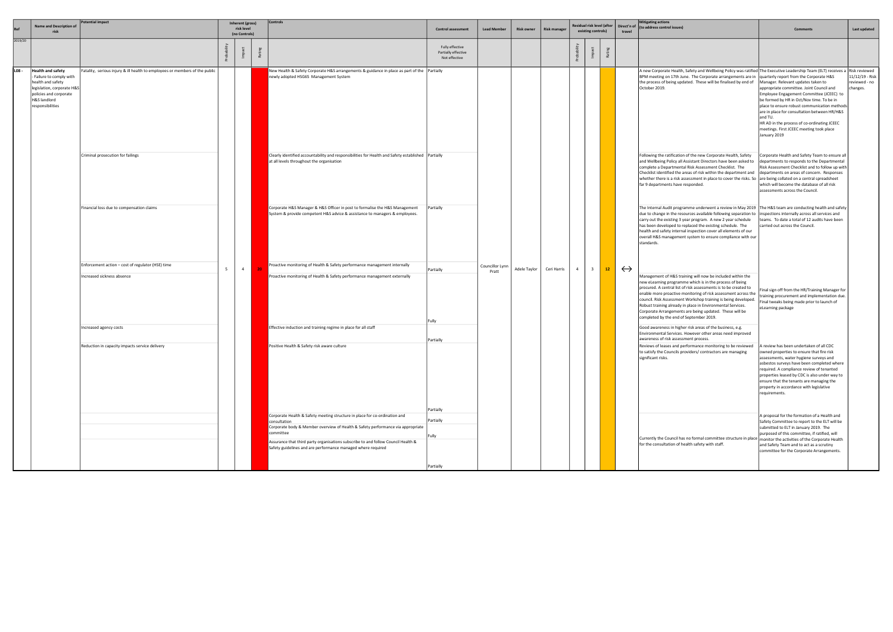| Ref | Name and Description of risk | Potential impact | Inherent (gross) risk level (no Controls) | | | Controls | Control assessment | Lead Member | Risk owner | Risk manager | Residual risk level (after existing controls) | | | Direct'n of travel | Mitigating actions (to address control issues) | Comments | Last updated |
|---|---|---|---|---|---|---|---|---|---|---|---|---|---|---|---|---|---|
| 2019/20 | | | Probability | Impact | Rating | | Fully effective Partially effective Not effective | | | | Probability | Impact | Rating | | | | |
| L08 - | **Health and safety** - Failure to comply with health and safety legislation, corporate H&S policies and corporate H&S landlord responsibilities | Fatality, serious injury & ill health to employees or members of the public | 5 | 4 | 20 | New Health & Safety Corporate H&S arrangements & guidance in place as part of the newly adopted HSG65 Management System | Partially | Councillor Lynn Pratt | Adele Taylor | Ceri Harris | 4 | 3 | 12 | ↔ | A new Corporate Health, Safety and Wellbeing Policy was ratified BPM meeting on 17th June. The Corporate arrangements are in the process of being updated. These will be finalised by end of October 2019. | The Executive Leadership Team (ELT) receives a quarterly report from the Corporate H&S Manager. Relevant updates taken to appropriate committee. Joint Council and Employee Engagement Committee (JCEEC) to be formed by HR in Oct/Nov time. To be in place to ensure robust communication methods are in place for consultation between HR/H&S and TU. HR AD in the process of co-ordinating JCEEC meetings. First JCEEC meeting took place January 2019 | Risk reviewed 11/12/19 - Risk reviewed - no changes. |
| | | Criminal prosecution for failings | | | | Clearly identified accountability and responsibilities for Health and Safety established at all levels throughout the organisation | Partially | | | | | | | | Following the ratification of the new Corporate Health, Safety and Wellbeing Policy all Assistant Directors have been asked to complete a Departmental Risk Assessment Checklist. The Checklist identified the areas of risk within the department and whether there is a risk assessment in place to cover the risks. So far 9 departments have responded. | Corporate Health and Safety Team to ensure all departments to responds to the Departmental Risk Assessment Checklist and to follow up with departments on areas of concern. Responses are being collated on a central spreadsheet which will become the database of all risk assessments across the Council. | |
| | | Financial loss due to compensation claims | | | | Corporate H&S Manager & H&S Officer in post to formalise the H&S Management System & provide competent H&S advice & assistance to managers & employees. | Partially | | | | | | | | The Internal Audit programme underwent a review in May 2019 due to change in the resources available following separation to carry out the existing 3 year program. A new 2 year schedule has been developed to replaced the existing schedule. The health and safety internal inspection cover all elements of our overall H&S management system to ensure compliance with our standards. | The H&S team are conducting health and safety inspections internally across all services and teams. To date a total of 12 audits have been carried out across the Council. | |
| | | Enforcement action – cost of regulator (HSE) time | | | | Proactive monitoring of Health & Safety performance management internally | Partially | | | | | | | | | | |
| | | Increased sickness absence | | | | Proactive monitoring of Health & Safety performance management externally | Fully | | | | | | | | Management of H&S training will now be included within the new eLearning programme which is in the process of being procured. A central list of risk assessments is to be created to enable more proactive monitoring of risk assessment across the council. Risk Assessment Workshop training is being developed. Robust training already in place in Environmental Services. Corporate Arrangements are being updated. These will be completed by the end of September 2019. | Final sign off from the HR/Training Manager for training procurement and implementation due. Final tweaks being made prior to launch of eLearning package | |
| | | Increased agency costs | | | | Effective induction and training regime in place for all staff | Partially | | | | | | | | Good awareness in higher risk areas of the business, e.g. Environmental Services. However other areas need improved awareness of risk assessment process. | | |
| | | Reduction in capacity impacts service delivery | | | | Positive Health & Safety risk aware culture | Partially | | | | | | | | Reviews of leases and performance monitoring to be reviewed to satisfy the Councils providers/ contractors are managing significant risks. | A review has been undertaken of all CDC owned properties to ensure that fire risk assessments, water hygiene surveys and asbestos surveys have been completed where required. A compliance review of tenanted properties leased by CDC is also under way to ensure that the tenants are managing the property in accordance with legislative requirements. | |
| | | | | | | Corporate Health & Safety meeting structure in place for co-ordination and consultation | Partially | | | | | | | | Currently the Council has no formal committee structure in place for the consultation of health safety with staff. | A proposal for the formation of a Health and Safety Committee to report to the ELT will be submitted to ELT in January 2019. The purposed of this committee, if ratified, will monitor the activities of the Corporate Health and Safety Team and to act as a scrutiny committee for the Corporate Arrangements. | |
| | | | | | | Corporate body & Member overview of Health & Safety performance via appropriate committee | Fully | | | | | | | | | | |
| | | | | | | Assurance that third party organisations subscribe to and follow Council Health & Safety guidelines and are performance managed where required | Partially | | | | | | | | | | |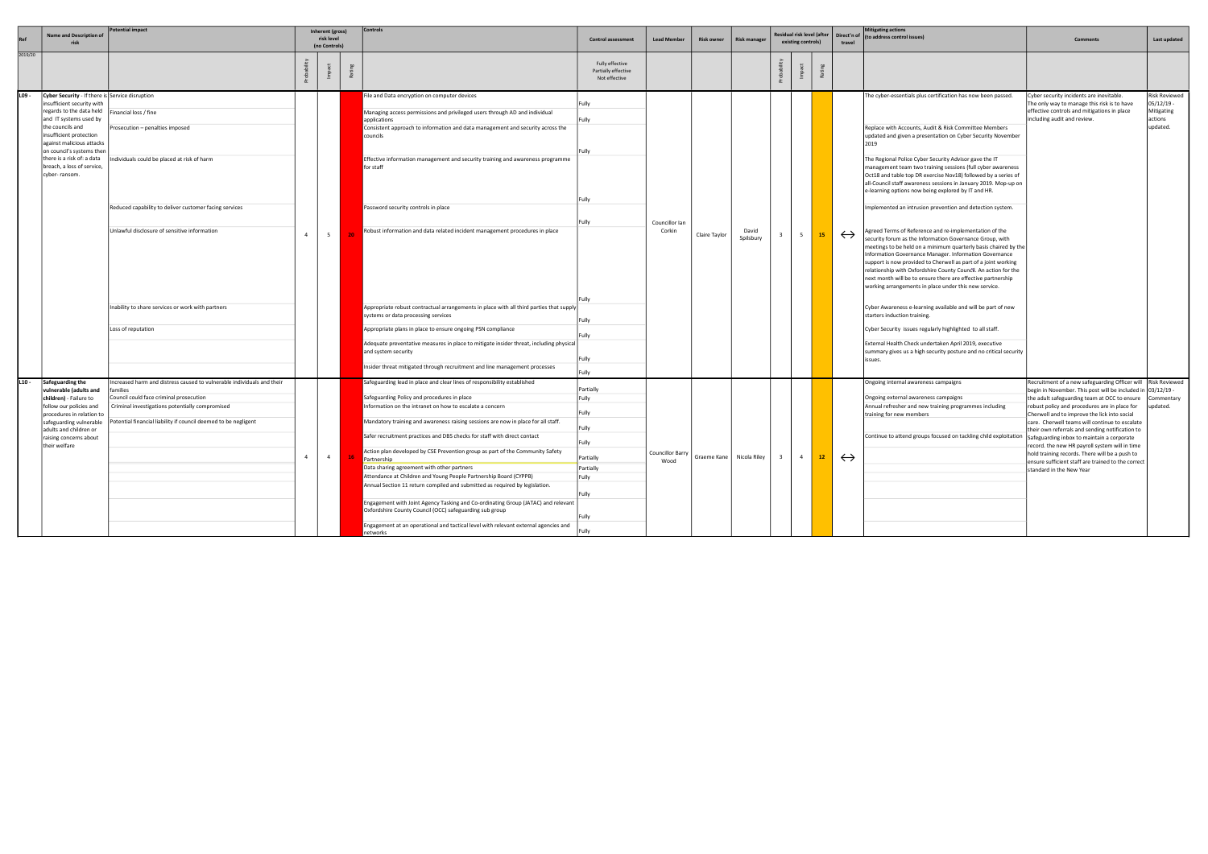| Ref | Name and Description of risk | Potential impact | Inherent (gross) risk level (no Controls) | | | Controls | Control assessment | Lead Member | Risk owner | Risk manager | Residual risk level (after existing controls) | | | Direct'n of travel | Mitigating actions (to address control issues) | Comments | Last updated |
|---|---|---|---|---|---|---|---|---|---|---|---|---|---|---|---|---|---|
| 2019/20 | | | Probability | Impact | Rating | | Fully effective Partially effective Not effective | | | | Probability | Impact | Rating | | | | |
| L09 - | **Cyber Security** - If there is insufficient security with regards to the data held and IT systems used by the councils and insufficient protection against malicious attacks on council's systems then there is a risk of: a data breach, a loss of service, cyber- ransom. | Service disruption<br>Financial loss / fine<br>Prosecution – penalties imposed<br>Individuals could be placed at risk of harm<br>Reduced capability to deliver customer facing services<br>Unlawful disclosure of sensitive information<br>Inability to share services or work with partners<br>Loss of reputation | 4 | 5 | 20 | File and Data encryption on computer devices<br>Managing access permissions and privileged users through AD and individual applications<br>Consistent approach to information and data management and security across the councils<br>Effective information management and security training and awareness programme for staff<br>Password security controls in place<br>Robust information and data related incident management procedures in place<br>Appropriate robust contractual arrangements in place with all third parties that supply systems or data processing services<br>Appropriate plans in place to ensure ongoing PSN compliance<br>Adequate preventative measures in place to mitigate insider threat, including physical and system security<br>Insider threat mitigated through recruitment and line management processes | Fully<br>Fully<br>Fully<br>Fully<br>Fully<br>Fully<br>Fully<br>Fully<br>Fully<br>Fully | Councillor Ian Corkin | Claire Taylor | David Spilsbury | 3 | 5 | 15 | ↔ | The cyber-essentials plus certification has now been passed.<br>Replace with Accounts, Audit & Risk Committee Members updated and given a presentation on Cyber Security November 2019<br>The Regional Police Cyber Security Advisor gave the IT management team two training sessions (full cyber awareness Oct18 and table top DR exercise Nov18) followed by a series of all-Council staff awareness sessions in January 2019. Mop-up on e-learning options now being explored by IT and HR.<br>Implemented an intrusion prevention and detection system.<br>Agreed Terms of Reference and re-implementation of the security forum as the Information Governance Group, with meetings to be held on a minimum quarterly basis chaired by the Information Governance Manager. Information Governance support is now provided to Cherwell as part of a joint working relationship with Oxfordshire County Council. An action for the next month will be to ensure there are effective partnership working arrangements in place under this new service.<br>Cyber Awareness e-learning available and will be part of new starters induction training.<br>Cyber Security issues regularly highlighted to all staff.<br>External Health Check undertaken April 2019, executive summary gives us a high security posture and no critical security issues. | Cyber security incidents are inevitable. The only way to manage this risk is to have effective controls and mitigations in place including audit and review. | Risk Reviewed 05/12/19 - Mitigating actions updated. |
| L10 - | **Safeguarding the vulnerable (adults and children)** - Failure to follow our policies and procedures in relation to safeguarding vulnerable adults and children or raising concerns about their welfare | Increased harm and distress caused to vulnerable individuals and their families<br>Council could face criminal prosecution<br>Criminal investigations potentially compromised<br>Potential financial liability if council deemed to be negligent | 4 | 4 | 16 | Safeguarding lead in place and clear lines of responsibility established<br>Safeguarding Policy and procedures in place<br>Information on the intranet on how to escalate a concern<br>Mandatory training and awareness raising sessions are now in place for all staff.<br>Safer recruitment practices and DBS checks for staff with direct contact<br>Action plan developed by CSE Prevention group as part of the Community Safety Partnership<br>Data sharing agreement with other partners<br>Attendance at Children and Young People Partnership Board (CYPPB)<br>Annual Section 11 return compiled and submitted as required by legislation.<br>Engagement with Joint Agency Tasking and Co-ordinating Group (JATAC) and relevant Oxfordshire County Council (OCC) safeguarding sub group<br>Engagement at an operational and tactical level with relevant external agencies and networks | Partially<br>Fully<br>Fully<br>Fully<br>Fully<br>Partially<br>Partially<br>Fully<br>Fully<br>Fully<br>Fully | Councillor Barry Wood | Graeme Kane | Nicola Riley | 3 | 4 | 12 | ↔ | Ongoing internal awareness campaigns<br>Ongoing external awareness campaigns<br>Annual refresher and new training programmes including training for new members<br>Continue to attend groups focused on tackling child exploitation | Recruitment of a new safeguarding Officer will begin in November. This post will be included in the adult safeguarding team at OCC to ensure robust policy and procedures are in place for Cherwell and to improve the lick into social care. Cherwell teams will continue to escalate their own referrals and sending notification to Safeguarding inbox to maintain a corporate record. the new HR payroll system will in time hold training records. There will be a push to ensure sufficient staff are trained to the correct standard in the New Year | Risk Reviewed 03/12/19 - Commentary updated. |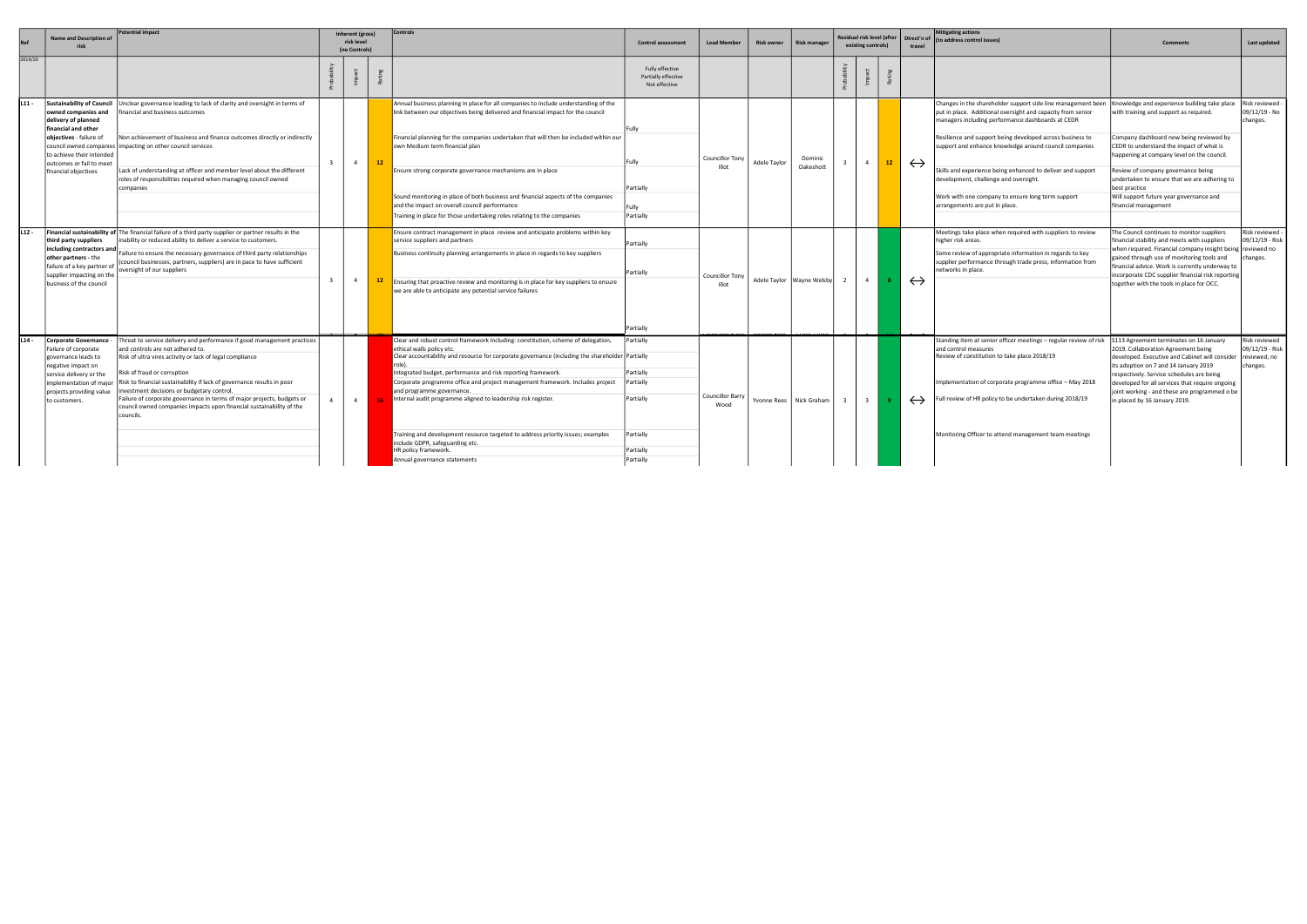| Ref | Name and Description of risk | Potential impact | Inherent (gross) risk level (no Controls) | | | Controls | Control assessment | Lead Member | Risk owner | Risk manager | Residual risk level (after existing controls) | | | Direct'n of travel | Mitigating actions (to address control issues) | Comments | Last updated |
|---|---|---|---|---|---|---|---|---|---|---|---|---|---|---|---|---|---|
| 2019/20 | | | Probability | Impact | Rating | | Fully effective Partially effective Not effective | | | | Probability | Impact | Rating | | | | |
| L11 - | **Sustainability of Council owned companies and delivery of planned financial and other objectives** - failure of council owned companies to achieve their intended outcomes or fail to meet financial objectives | Unclear governance leading to lack of clarity and oversight in terms of financial and business outcomes<br><br>Non achievement of business and finance outcomes directly or indirectly impacting on other council services<br><br>Lack of understanding at officer and member level about the different roles of responsibilities required when managing council owned companies | 3 | 4 | 12 | Annual business planning in place for all companies to include understanding of the link between our objectives being delivered and financial impact for the council<br><br>Financial planning for the companies undertaken that will then be included within our own Medium term financial plan<br><br>Ensure strong corporate governance mechanisms are in place<br><br>Sound monitoring in place of both business and financial aspects of the companies and the impact on overall council performance<br><br>Training in place for those undertaking roles relating to the companies | Fully<br><br>Fully<br><br>Partially<br><br>Fully<br><br>Partially | Councillor Tony Illot | Adele Taylor | Dominic Oakeshott | 3 | 4 | 12 | ↔ | Changes in the shareholder support side line management been put in place. Additional oversight and capacity from senior managers including performance dashboards at CEDR<br><br>Resilience and support being developed across business to support and enhance knowledge around council companies<br><br>Skills and experience being enhanced to deliver and support development, challenge and oversight.<br><br>Work with one company to ensure long term support arrangements are put in place. | Knowledge and experience building take place with training and support as required.<br><br>Company dashboard now being reviewed by CEDR to understand the impact of what is happening at company level on the council.<br><br>Review of company governance being undertaken to ensure that we are adhering to best practice<br><br>Will support future year governance and financial management | Risk reviewed - 09/12/19 - No changes. |
| L12 - | **Financial sustainability of third party suppliers including contractors and other partners** - the failure of a key partner of supplier impacting on the business of the council | The financial failure of a third party supplier or partner results in the inability or reduced ability to deliver a service to customers.<br><br>Failure to ensure the necessary governance of third party relationships (council businesses, partners, suppliers) are in pace to have sufficient oversight of our suppliers | 3 | 4 | 12 | Ensure contract management in place review and anticipate problems within key service suppliers and partners<br><br>Business continuity planning arrangements in place in regards to key suppliers<br><br>Ensuring that proactive review and monitoring is in place for key suppliers to ensure we are able to anticipate any potential service failures | Partially<br><br>Partially<br><br>Partially | Councillor Tony Illot | Adele Taylor | Wayne Welsby | 2 | 4 | 8 | ↔ | Meetings take place when required with suppliers to review higher risk areas.<br><br>Some review of appropriate information in regards to key supplier performance through trade press, information from networks in place. | The Council continues to monitor suppliers financial stability and meets with suppliers when required. Financial company insight being gained through use of monitoring tools and financial advice. Work is currently underway to incorporate CDC supplier financial risk reporting together with the tools in place for OCC. | Risk reviewed - 09/12/19 - Risk reviewed no changes. |
| L14 - | **Corporate Governance** - Failure of corporate governance leads to negative impact on service delivery or the implementation of major projects providing value to customers. | Threat to service delivery and performance if good management practices and controls are not adhered to.<br>Risk of ultra vires activity or lack of legal compliance<br><br>Risk of fraud or corruption<br>Risk to financial sustainability if lack of governance results in poor investment decisions or budgetary control.<br>Failure of corporate governance in terms of major projects, budgets or council owned companies impacts upon financial sustainability of the councils. | 4 | 4 | 16 | Clear and robust control framework including: constitution, scheme of delegation, ethical walls policy etc.<br>Clear accountability and resource for corporate governance (including the shareholder role).<br>Integrated budget, performance and risk reporting framework.<br>Corporate programme office and project management framework. Includes project and programme governance.<br>Internal audit programme aligned to leadership risk register.<br><br>Training and development resource targeted to address priority issues; examples include GDPR, safeguarding etc.<br>HR policy framework.<br>Annual governance statements | Partially<br>Partially<br><br>Partially<br>Partially<br><br>Partially<br><br>Partially<br><br>Partially<br>Partially | Councillor Barry Wood | Yvonne Rees | Nick Graham | 3 | 3 | 9 | ↔ | Standing item at senior officer meetings – regular review of risk and control measures<br>Review of constitution to take place 2018/19<br><br>Implementation of corporate programme office – May 2018<br><br>Full review of HR policy to be undertaken during 2018/19<br><br>Monitoring Officer to attend management team meetings | S113 Agreement terminates on 16 January 2019. Collaboration Agreement being developed. Executive and Cabinet will consider its adoption on 7 and 14 January 2019 respectively. Service schedules are being developed for all services that require ongoing joint working - and these are programmed o be in placed by 16 January 2019. | Risk reviewed 09/12/19 - Risk reviewed, no changes. |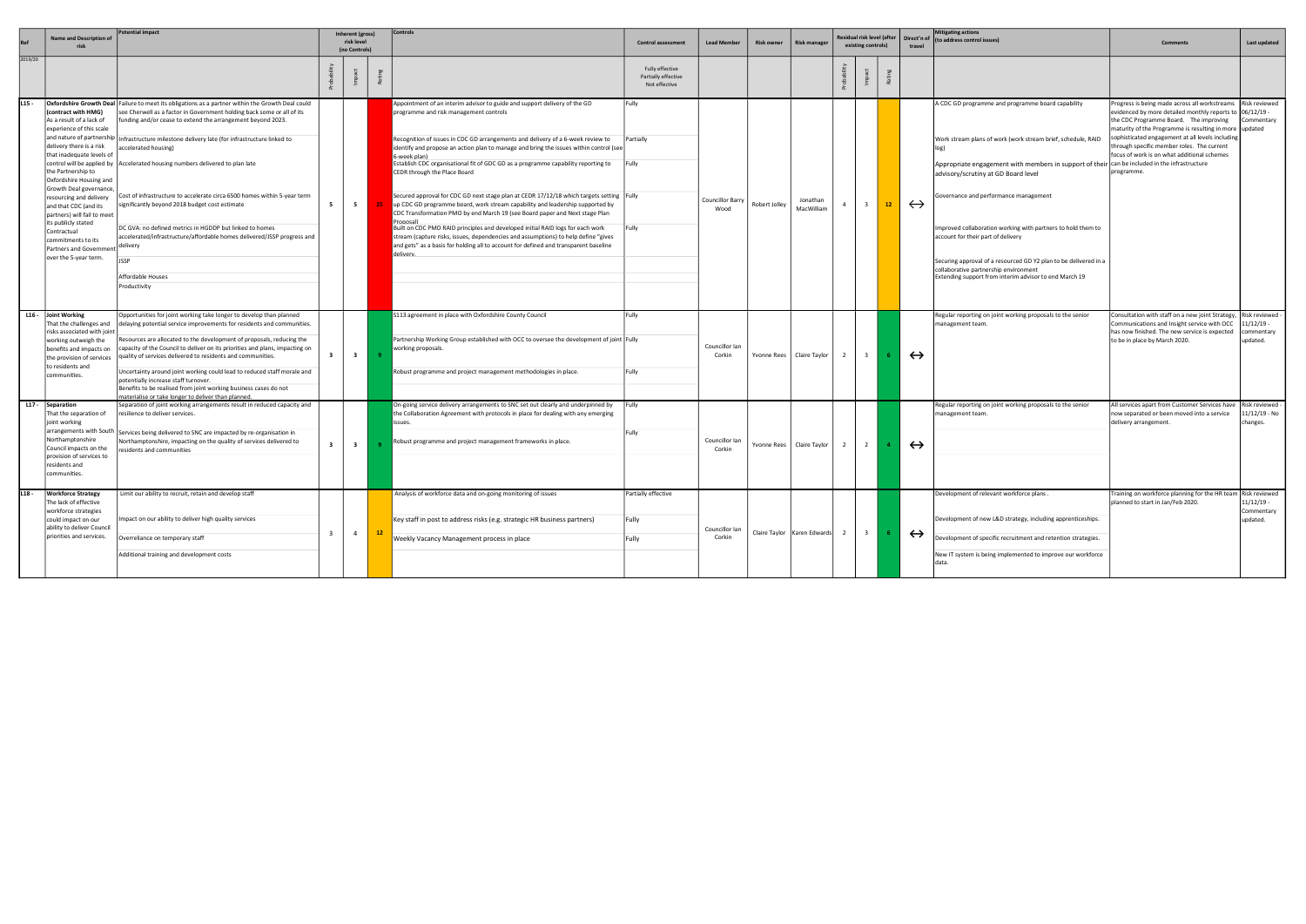| Ref | Name and Description of risk | Potential impact | Inherent (gross) risk level (no Controls) | | | Controls | Control assessment | Lead Member | Risk owner | Risk manager | Residual risk level (after existing controls) | | | Direct'n of travel | Mitigating actions (to address control issues) | Comments | Last updated |
|---|---|---|---|---|---|---|---|---|---|---|---|---|---|---|---|---|---|
| 2019/20 | | | Probability | Impact | Rating | | Fully effective Partially effective Not effective | | | | Probability | Impact | Rating | | | | |
| L15 - | **Oxfordshire Growth Deal (contract with HMG)** As a result of a lack of experience of this scale and nature of partnership delivery there is a risk that inadequate levels of control will be applied by the Partnership to Oxfordshire Housing and Growth Deal governance, resourcing and delivery and that CDC (and its partners) will fail to meet its publicly stated Contractual commitments to its Partners and Government over the 5-year term. | Failure to meet its obligations as a partner within the Growth Deal could see Cherwell as a factor in Government holding back some or all of its funding and/or cease to extend the arrangement beyond 2023.<br><br>Infrastructure milestone delivery late (for infrastructure linked to accelerated housing)<br><br>Accelerated housing numbers delivered to plan late<br><br>Cost of infrastructure to accelerate circa 6500 homes within 5-year term significantly beyond 2018 budget cost estimate<br><br>DC GVA: no defined metrics in HGDDP but linked to homes accelerated/infrastructure/affordable homes delivered/JSSP progress and delivery<br><br>JSSP<br><br>Affordable Houses<br><br>Productivity | 5 | 5 | 25 | Appointment of an interim advisor to guide and support delivery of the GD programme and risk management controls<br><br>Recognition of issues in CDC GD arrangements and delivery of a 6-week review to identify and propose an action plan to manage and bring the issues within control (see 6-week plan)<br><br>Establish CDC organisational fit of GDC GD as a programme capability reporting to CEDR through the Place Board<br><br>Secured approval for CDC GD next stage plan at CEDR 17/12/18 which targets setting up CDC GD programme board, work stream capability and leadership supported by CDC Transformation PMO by end March 19 (see Board paper and Next stage Plan Proposal)<br><br>Built on CDC PMO RAID principles and developed initial RAID logs for each work stream (capture risks, issues, dependencies and assumptions) to help define "gives and gets" as a basis for holding all to account for defined and transparent baseline delivery. | Fully<br><br>Partially<br><br>Fully<br><br>Fully<br><br>Fully | Councillor Barry Wood | Robert Jolley | Jonathan MacWilliam | 4 | 3 | 12 | ↔ | A CDC GD programme and programme board capability<br><br>Work stream plans of work (work stream brief, schedule, RAID log)<br><br>Appropriate engagement with members in support of their advisory/scrutiny at GD Board level<br><br>Governance and performance management<br><br>Improved collaboration working with partners to hold them to account for their part of delivery<br><br>Securing approval of a resourced GD Y2 plan to be delivered in a collaborative partnership environment<br>Extending support from interim advisor to end March 19 | Progress is being made across all workstreams evidenced by more detailed monthly reports to the CDC Programme Board. The improving maturity of the Programme is resulting in more sophisticated engagement at all levels including through specific member roles. The current focus of work is on what additional schemes can be included in the infrastructure programme. | Risk reviewed 06/12/19 - Commentary updated |
| L16 - | **Joint Working** That the challenges and risks associated with joint working outweigh the benefits and impacts on the provision of services to residents and communities. | Opportunities for joint working take longer to develop than planned delaying potential service improvements for residents and communities.<br><br>Resources are allocated to the development of proposals, reducing the capacity of the Council to deliver on its priorities and plans, impacting on quality of services delivered to residents and communities.<br><br>Uncertainty around joint working could lead to reduced staff morale and potentially increase staff turnover.<br>Benefits to be realised from joint working business cases do not materialise or take longer to deliver than planned. | 3 | 3 | 9 | S113 agreement in place with Oxfordshire County Council<br><br>Partnership Working Group established with OCC to oversee the development of joint working proposals.<br><br>Robust programme and project management methodologies in place. | Fully<br><br>Fully<br><br>Fully | Councillor Ian Corkin | Yvonne Rees | Claire Taylor | 2 | 3 | 6 | ↔ | Regular reporting on joint working proposals to the senior management team. | Consultation with staff on a new joint Strategy, Communications and Insight service with OCC has now finished. The new service is expected to be in place by March 2020. | Risk reviewed - 11/12/19 - commentary updated. |
| L17 - | **Separation** That the separation of joint working arrangements with South Northamptonshire Council impacts on the provision of services to residents and communities. | Separation of joint working arrangements result in reduced capacity and resilience to deliver services.<br><br>Services being delivered to SNC are impacted by re-organisation in Northamptonshire, impacting on the quality of services delivered to residents and communities | 3 | 3 | 9 | On-going service delivery arrangements to SNC set out clearly and underpinned by the Collaboration Agreement with protocols in place for dealing with any emerging issues.<br><br>Robust programme and project management frameworks in place. | Fully<br><br>Fully | Councillor Ian Corkin | Yvonne Rees | Claire Taylor | 2 | 2 | 4 | ↔ | Regular reporting on joint working proposals to the senior management team. | All services apart from Customer Services have now separated or been moved into a service delivery arrangement. | Risk reviewed - 11/12/19 - No changes. |
| L18 - | **Workforce Strategy** The lack of effective workforce strategies could impact on our ability to deliver Council priorities and services. | Limit our ability to recruit, retain and develop staff<br><br>Impact on our ability to deliver high quality services<br><br>Overreliance on temporary staff<br><br>Additional training and development costs | 3 | 4 | 12 | Analysis of workforce data and on-going monitoring of issues<br><br>Key staff in post to address risks (e.g. strategic HR business partners)<br><br>Weekly Vacancy Management process in place | Partially effective<br><br>Fully<br><br>Fully | Councillor Ian Corkin | Claire Taylor | Karen Edwards | 2 | 3 | 6 | ↔ | Development of relevant workforce plans .<br><br>Development of new L&D strategy, including apprenticeships.<br><br>Development of specific recruitment and retention strategies.<br><br>New IT system is being implemented to improve our workforce data. | Training on workforce planning for the HR team planned to start in Jan/Feb 2020. | Risk reviewed 11/12/19 - Commentary updated. |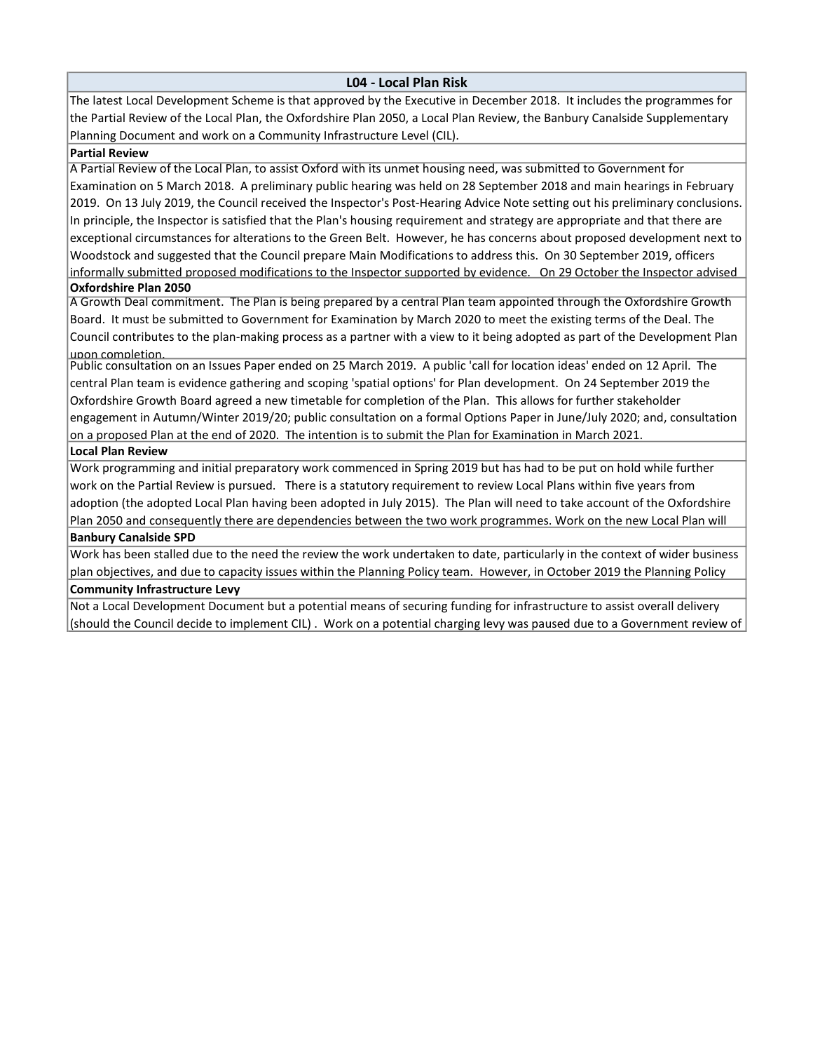## L04 - Local Plan Risk

The latest Local Development Scheme is that approved by the Executive in December 2018. It includes the programmes for the Partial Review of the Local Plan, the Oxfordshire Plan 2050, a Local Plan Review, the Banbury Canalside Supplementary Planning Document and work on a Community Infrastructure Level (CIL).

**Partial Review**

A Partial Review of the Local Plan, to assist Oxford with its unmet housing need, was submitted to Government for Examination on 5 March 2018. A preliminary public hearing was held on 28 September 2018 and main hearings in February 2019. On 13 July 2019, the Council received the Inspector's Post-Hearing Advice Note setting out his preliminary conclusions. In principle, the Inspector is satisfied that the Plan's housing requirement and strategy are appropriate and that there are exceptional circumstances for alterations to the Green Belt. However, he has concerns about proposed development next to Woodstock and suggested that the Council prepare Main Modifications to address this. On 30 September 2019, officers informally submitted proposed modifications to the Inspector supported by evidence. On 29 October the Inspector advised

**Oxfordshire Plan 2050**

A Growth Deal commitment. The Plan is being prepared by a central Plan team appointed through the Oxfordshire Growth Board. It must be submitted to Government for Examination by March 2020 to meet the existing terms of the Deal. The Council contributes to the plan-making process as a partner with a view to it being adopted as part of the Development Plan upon completion.

Public consultation on an Issues Paper ended on 25 March 2019. A public 'call for location ideas' ended on 12 April. The central Plan team is evidence gathering and scoping 'spatial options' for Plan development. On 24 September 2019 the Oxfordshire Growth Board agreed a new timetable for completion of the Plan. This allows for further stakeholder engagement in Autumn/Winter 2019/20; public consultation on a formal Options Paper in June/July 2020; and, consultation on a proposed Plan at the end of 2020. The intention is to submit the Plan for Examination in March 2021.

**Local Plan Review**

Work programming and initial preparatory work commenced in Spring 2019 but has had to be put on hold while further work on the Partial Review is pursued. There is a statutory requirement to review Local Plans within five years from adoption (the adopted Local Plan having been adopted in July 2015). The Plan will need to take account of the Oxfordshire Plan 2050 and consequently there are dependencies between the two work programmes. Work on the new Local Plan will

**Banbury Canalside SPD**

Work has been stalled due to the need the review the work undertaken to date, particularly in the context of wider business plan objectives, and due to capacity issues within the Planning Policy team. However, in October 2019 the Planning Policy

**Community Infrastructure Levy**

Not a Local Development Document but a potential means of securing funding for infrastructure to assist overall delivery (should the Council decide to implement CIL) . Work on a potential charging levy was paused due to a Government review of